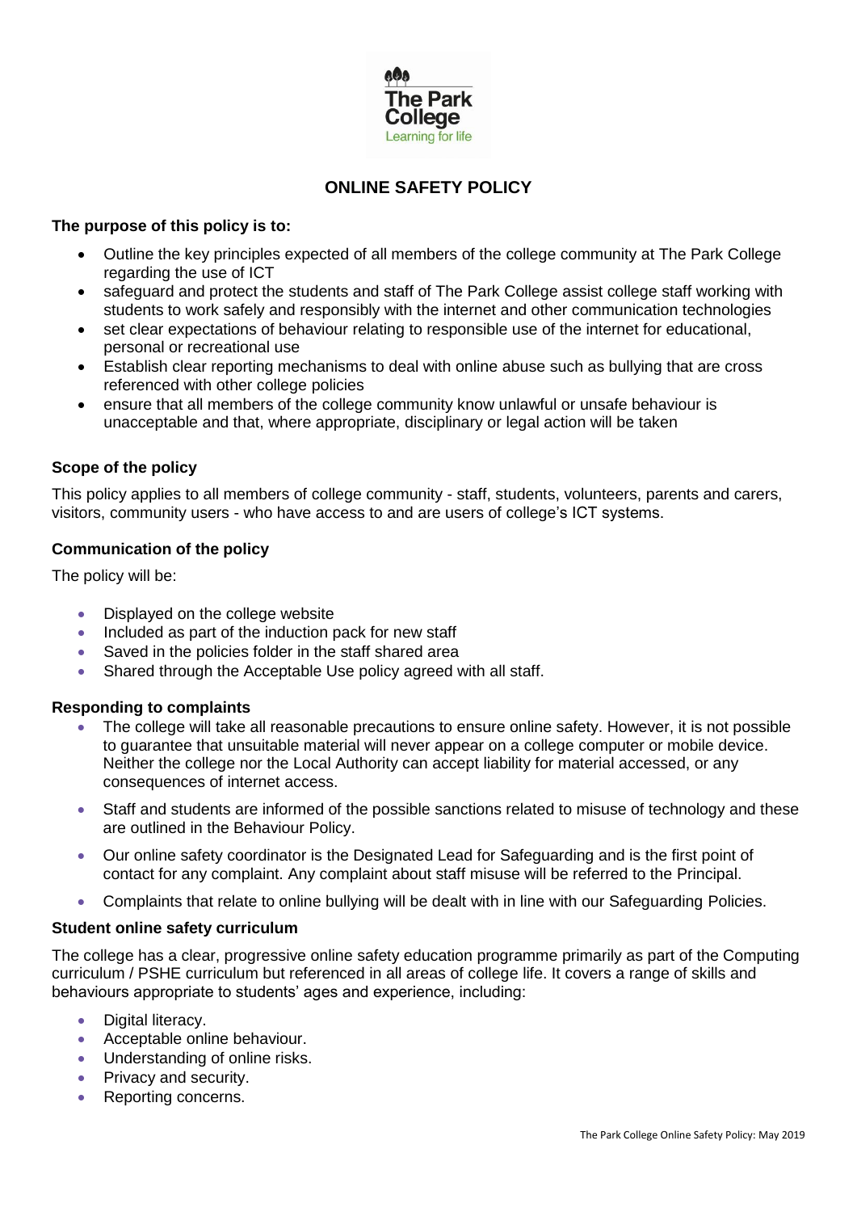# ONLINE SAFETY POLICY

**The purpose of this policy is to:**

- Outline the key principles expected of all members of the college community at The Park College regarding the use of ICT
- safeguard and protect the students and staff of The Park College assist college staff working with students to work safely and responsibly with the internet and other communication technologies
- set clear expectations of behaviour relating to responsible use of the internet for educational, personal or recreational use
- Establish clear reporting mechanisms to deal with online abuse such as bullying that are cross referenced with other college policies
- ensure that all members of the college community know unlawful or unsafe behaviour is unacceptable and that, where appropriate, disciplinary or legal action will be taken

### Scope of the policy

This policy applies to all members of college community - staff, students, volunteers, parents and carers, visitors, community users - who have access to and are users of college's ICT systems.

### Communication of the policy

The policy will be:

- Displayed on the college website
- Included as part of the induction pack for new staff
- Saved in the policies folder in the staff shared area
- Shared through the Acceptable Use policy agreed with all staff.

### Responding to complaints

- The college will take all reasonable precautions to ensure online safety. However, it is not possible to guarantee that unsuitable material will never appear on a college computer or mobile device. Neither the college nor the Local Authority can accept liability for material accessed, or any consequences of internet access.
- Staff and students are informed of the possible sanctions related to misuse of technology and these are outlined in the Behaviour Policy.
- Our online safety coordinator is the Designated Lead for Safeguarding and is the first point of contact for any complaint. Any complaint about staff misuse will be referred to the Principal.
- Complaints that relate to online bullying will be dealt with in line with our Safeguarding Policies.

### Student online safety curriculum

The college has a clear, progressive online safety education programme primarily as part of the Computing curriculum / PSHE curriculum but referenced in all areas of college life. It covers a range of skills and behaviours appropriate to students' ages and experience, including:

- Digital literacy.
- Acceptable online behaviour.
- Understanding of online risks.
- Privacy and security.
- Reporting concerns.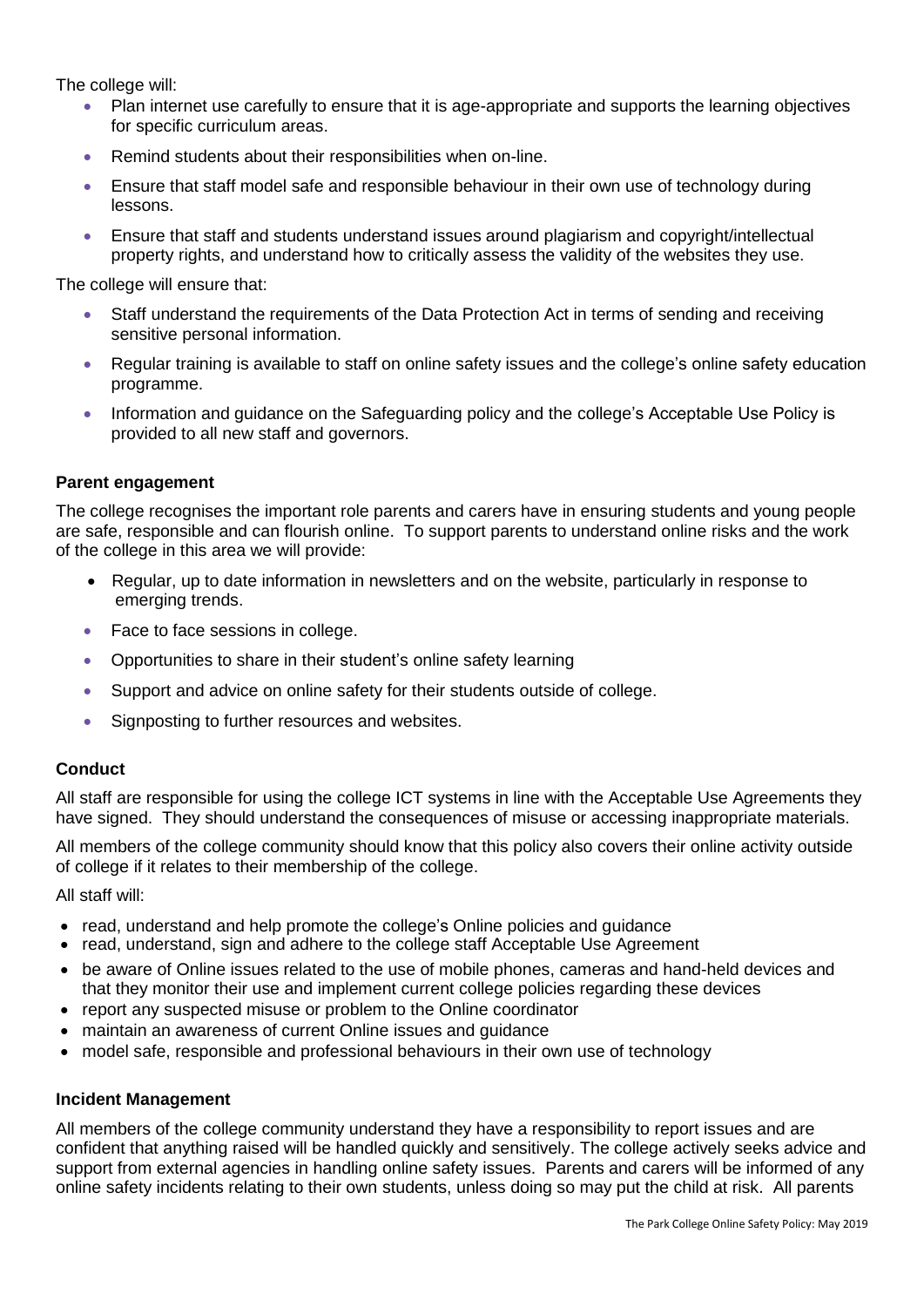The college will:

- Plan internet use carefully to ensure that it is age-appropriate and supports the learning objectives for specific curriculum areas.
- Remind students about their responsibilities when on-line.
- Ensure that staff model safe and responsible behaviour in their own use of technology during lessons.
- Ensure that staff and students understand issues around plagiarism and copyright/intellectual property rights, and understand how to critically assess the validity of the websites they use.

The college will ensure that:

- Staff understand the requirements of the Data Protection Act in terms of sending and receiving sensitive personal information.
- Regular training is available to staff on online safety issues and the college's online safety education programme.
- Information and guidance on the Safeguarding policy and the college's Acceptable Use Policy is provided to all new staff and governors.

**Parent engagement**

The college recognises the important role parents and carers have in ensuring students and young people are safe, responsible and can flourish online. To support parents to understand online risks and the work of the college in this area we will provide:

- Regular, up to date information in newsletters and on the website, particularly in response to emerging trends.
- Face to face sessions in college.
- Opportunities to share in their student's online safety learning
- Support and advice on online safety for their students outside of college.
- Signposting to further resources and websites.

**Conduct**

All staff are responsible for using the college ICT systems in line with the Acceptable Use Agreements they have signed. They should understand the consequences of misuse or accessing inappropriate materials.

All members of the college community should know that this policy also covers their online activity outside of college if it relates to their membership of the college.

All staff will:

- read, understand and help promote the college's Online policies and guidance
- read, understand, sign and adhere to the college staff Acceptable Use Agreement
- be aware of Online issues related to the use of mobile phones, cameras and hand-held devices and that they monitor their use and implement current college policies regarding these devices
- report any suspected misuse or problem to the Online coordinator
- maintain an awareness of current Online issues and guidance
- model safe, responsible and professional behaviours in their own use of technology

**Incident Management**

All members of the college community understand they have a responsibility to report issues and are confident that anything raised will be handled quickly and sensitively. The college actively seeks advice and support from external agencies in handling online safety issues. Parents and carers will be informed of any online safety incidents relating to their own students, unless doing so may put the child at risk. All parents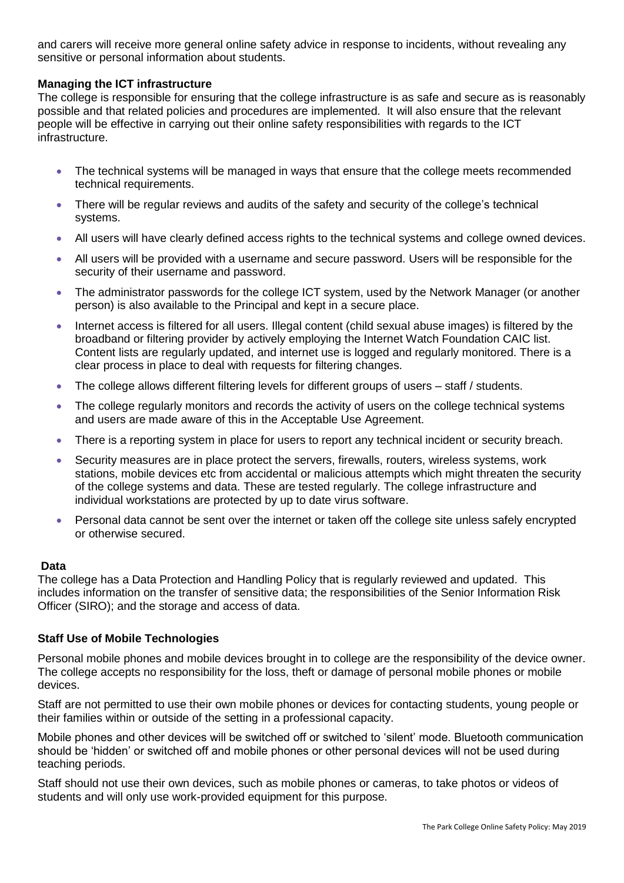and carers will receive more general online safety advice in response to incidents, without revealing any sensitive or personal information about students.

**Managing the ICT infrastructure**

The college is responsible for ensuring that the college infrastructure is as safe and secure as is reasonably possible and that related policies and procedures are implemented. It will also ensure that the relevant people will be effective in carrying out their online safety responsibilities with regards to the ICT infrastructure.

- The technical systems will be managed in ways that ensure that the college meets recommended technical requirements.
- There will be regular reviews and audits of the safety and security of the college's technical systems.
- All users will have clearly defined access rights to the technical systems and college owned devices.
- All users will be provided with a username and secure password. Users will be responsible for the security of their username and password.
- The administrator passwords for the college ICT system, used by the Network Manager (or another person) is also available to the Principal and kept in a secure place.
- Internet access is filtered for all users. Illegal content (child sexual abuse images) is filtered by the broadband or filtering provider by actively employing the Internet Watch Foundation CAIC list. Content lists are regularly updated, and internet use is logged and regularly monitored. There is a clear process in place to deal with requests for filtering changes.
- The college allows different filtering levels for different groups of users – staff / students.
- The college regularly monitors and records the activity of users on the college technical systems and users are made aware of this in the Acceptable Use Agreement.
- There is a reporting system in place for users to report any technical incident or security breach.
- Security measures are in place protect the servers, firewalls, routers, wireless systems, work stations, mobile devices etc from accidental or malicious attempts which might threaten the security of the college systems and data. These are tested regularly. The college infrastructure and individual workstations are protected by up to date virus software.
- Personal data cannot be sent over the internet or taken off the college site unless safely encrypted or otherwise secured.

**Data**

The college has a Data Protection and Handling Policy that is regularly reviewed and updated. This includes information on the transfer of sensitive data; the responsibilities of the Senior Information Risk Officer (SIRO); and the storage and access of data.

**Staff Use of Mobile Technologies**

Personal mobile phones and mobile devices brought in to college are the responsibility of the device owner. The college accepts no responsibility for the loss, theft or damage of personal mobile phones or mobile devices.

Staff are not permitted to use their own mobile phones or devices for contacting students, young people or their families within or outside of the setting in a professional capacity.

Mobile phones and other devices will be switched off or switched to 'silent' mode. Bluetooth communication should be 'hidden' or switched off and mobile phones or other personal devices will not be used during teaching periods.

Staff should not use their own devices, such as mobile phones or cameras, to take photos or videos of students and will only use work-provided equipment for this purpose.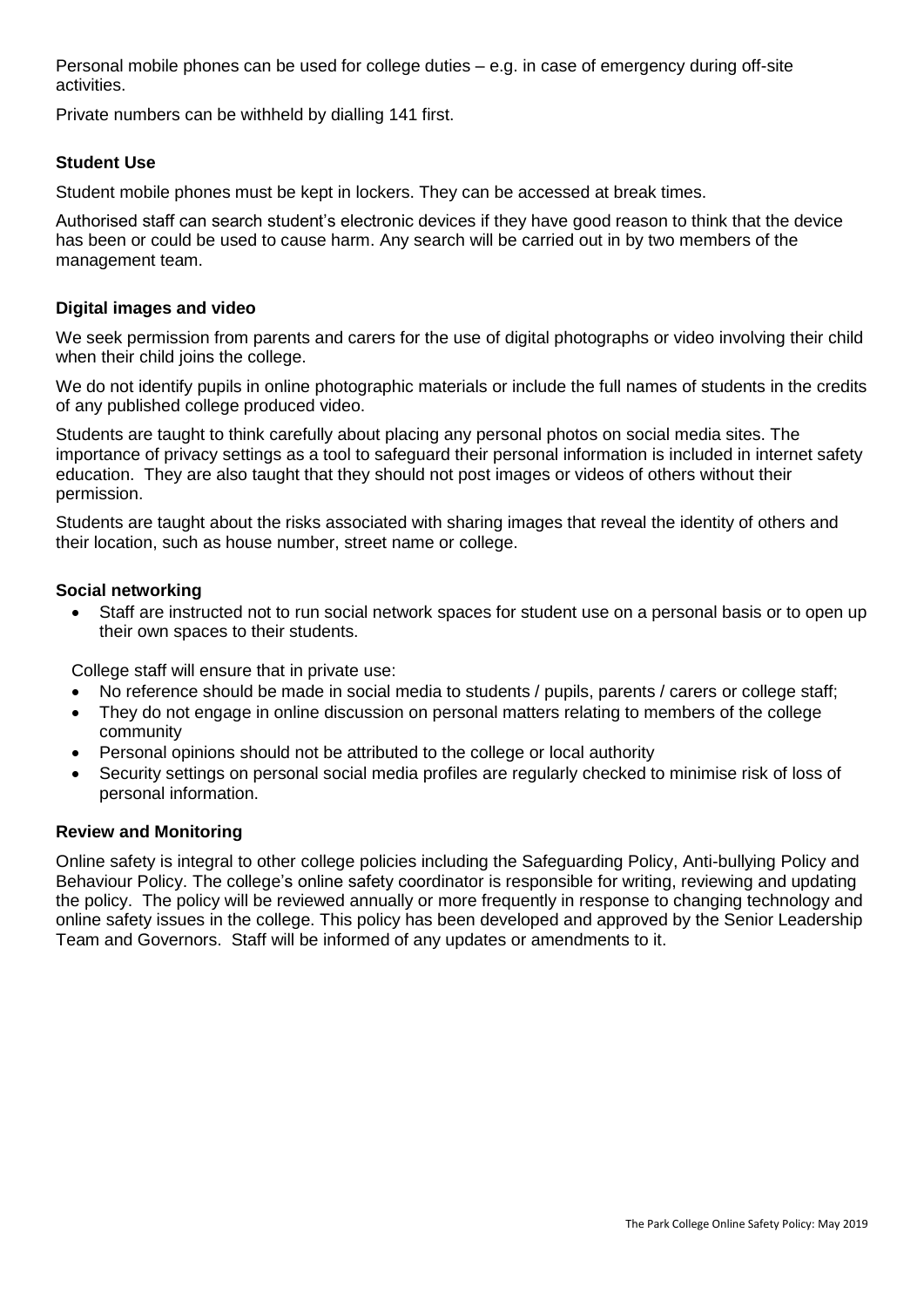Personal mobile phones can be used for college duties – e.g. in case of emergency during off-site activities.

Private numbers can be withheld by dialling 141 first.

**Student Use**

Student mobile phones must be kept in lockers. They can be accessed at break times.

Authorised staff can search student's electronic devices if they have good reason to think that the device has been or could be used to cause harm. Any search will be carried out in by two members of the management team.

**Digital images and video**

We seek permission from parents and carers for the use of digital photographs or video involving their child when their child joins the college.

We do not identify pupils in online photographic materials or include the full names of students in the credits of any published college produced video.

Students are taught to think carefully about placing any personal photos on social media sites. The importance of privacy settings as a tool to safeguard their personal information is included in internet safety education. They are also taught that they should not post images or videos of others without their permission.

Students are taught about the risks associated with sharing images that reveal the identity of others and their location, such as house number, street name or college.

**Social networking**

- Staff are instructed not to run social network spaces for student use on a personal basis or to open up their own spaces to their students.

College staff will ensure that in private use:

- No reference should be made in social media to students / pupils, parents / carers or college staff;
- They do not engage in online discussion on personal matters relating to members of the college community
- Personal opinions should not be attributed to the college or local authority
- Security settings on personal social media profiles are regularly checked to minimise risk of loss of personal information.

**Review and Monitoring**

Online safety is integral to other college policies including the Safeguarding Policy, Anti-bullying Policy and Behaviour Policy. The college's online safety coordinator is responsible for writing, reviewing and updating the policy. The policy will be reviewed annually or more frequently in response to changing technology and online safety issues in the college. This policy has been developed and approved by the Senior Leadership Team and Governors. Staff will be informed of any updates or amendments to it.